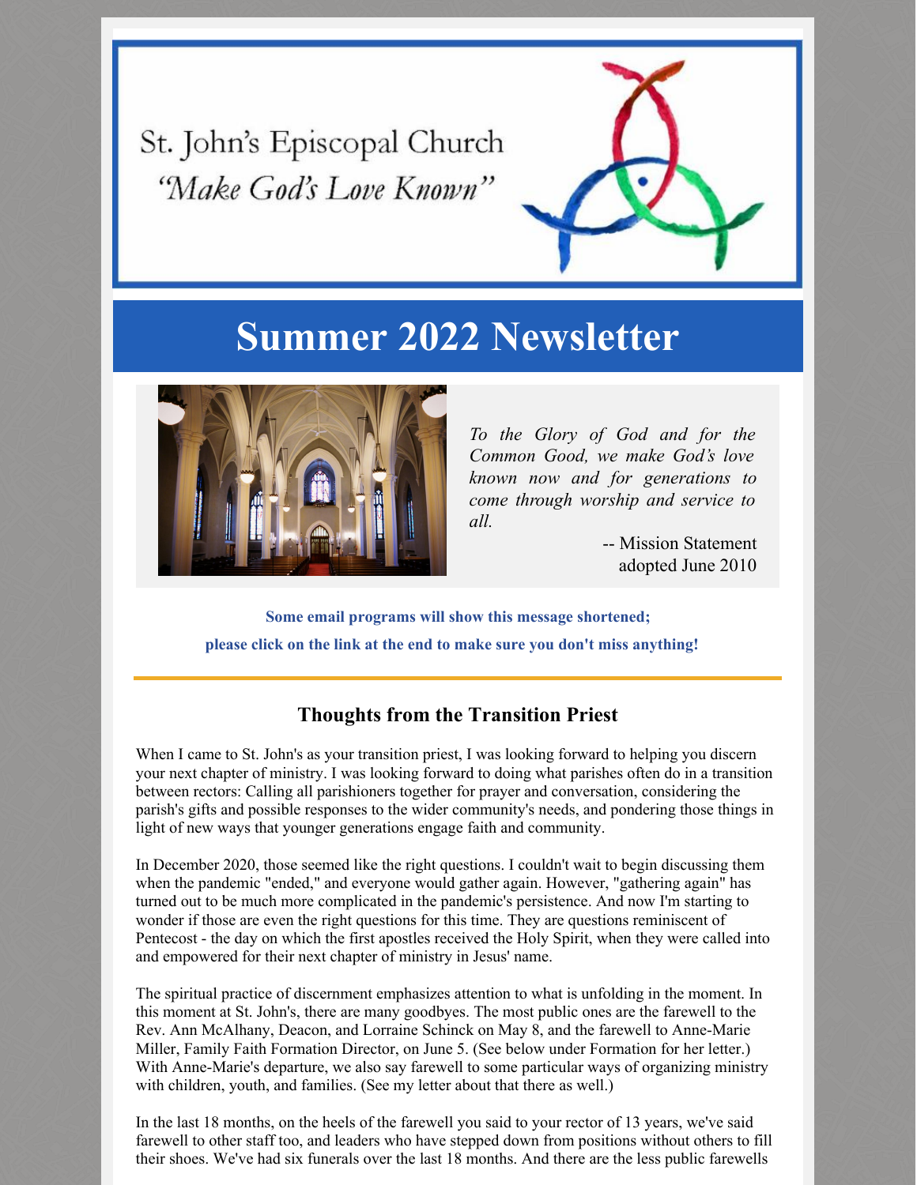St. John's Episcopal Church

*"Make God's Love Known"*

# Summer 2022 Newsletter

*To the Glory of God and for the Common Good, we make God's love known now and for generations to come through worship and service to all.*

-- Mission Statement adopted June 2010

**Some email programs will show this message shortened;**
**please click on the link at the end to make sure you don't miss anything!**

---

## Thoughts from the Transition Priest

When I came to St. John's as your transition priest, I was looking forward to helping you discern your next chapter of ministry. I was looking forward to doing what parishes often do in a transition between rectors: Calling all parishioners together for prayer and conversation, considering the parish's gifts and possible responses to the wider community's needs, and pondering those things in light of new ways that younger generations engage faith and community.

In December 2020, those seemed like the right questions. I couldn't wait to begin discussing them when the pandemic "ended," and everyone would gather again. However, "gathering again" has turned out to be much more complicated in the pandemic's persistence. And now I'm starting to wonder if those are even the right questions for this time. They are questions reminiscent of Pentecost - the day on which the first apostles received the Holy Spirit, when they were called into and empowered for their next chapter of ministry in Jesus' name.

The spiritual practice of discernment emphasizes attention to what is unfolding in the moment. In this moment at St. John's, there are many goodbyes. The most public ones are the farewell to the Rev. Ann McAlhany, Deacon, and Lorraine Schinck on May 8, and the farewell to Anne-Marie Miller, Family Faith Formation Director, on June 5. (See below under Formation for her letter.) With Anne-Marie's departure, we also say farewell to some particular ways of organizing ministry with children, youth, and families. (See my letter about that there as well.)

In the last 18 months, on the heels of the farewell you said to your rector of 13 years, we've said farewell to other staff too, and leaders who have stepped down from positions without others to fill their shoes. We've had six funerals over the last 18 months. And there are the less public farewells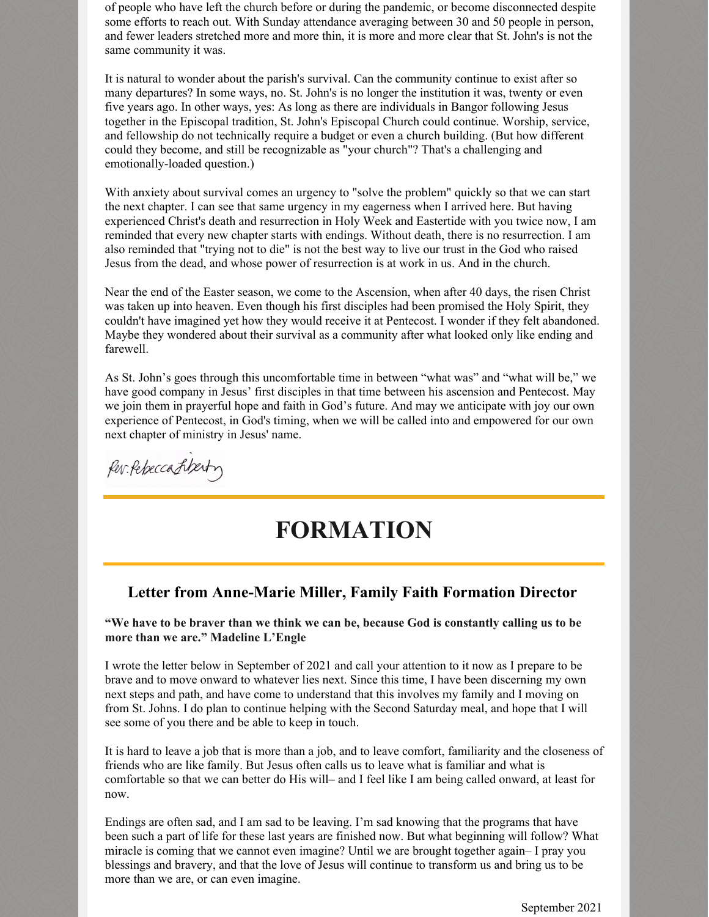of people who have left the church before or during the pandemic, or become disconnected despite some efforts to reach out. With Sunday attendance averaging between 30 and 50 people in person, and fewer leaders stretched more and more thin, it is more and more clear that St. John's is not the same community it was.

It is natural to wonder about the parish's survival. Can the community continue to exist after so many departures? In some ways, no. St. John's is no longer the institution it was, twenty or even five years ago. In other ways, yes: As long as there are individuals in Bangor following Jesus together in the Episcopal tradition, St. John's Episcopal Church could continue. Worship, service, and fellowship do not technically require a budget or even a church building. (But how different could they become, and still be recognizable as "your church"? That's a challenging and emotionally-loaded question.)

With anxiety about survival comes an urgency to "solve the problem" quickly so that we can start the next chapter. I can see that same urgency in my eagerness when I arrived here. But having experienced Christ's death and resurrection in Holy Week and Eastertide with you twice now, I am reminded that every new chapter starts with endings. Without death, there is no resurrection. I am also reminded that "trying not to die" is not the best way to live our trust in the God who raised Jesus from the dead, and whose power of resurrection is at work in us. And in the church.

Near the end of the Easter season, we come to the Ascension, when after 40 days, the risen Christ was taken up into heaven. Even though his first disciples had been promised the Holy Spirit, they couldn't have imagined yet how they would receive it at Pentecost. I wonder if they felt abandoned. Maybe they wondered about their survival as a community after what looked only like ending and farewell.

As St. John's goes through this uncomfortable time in between "what was" and "what will be," we have good company in Jesus' first disciples in that time between his ascension and Pentecost. May we join them in prayerful hope and faith in God's future. And may we anticipate with joy our own experience of Pentecost, in God's timing, when we will be called into and empowered for our own next chapter of ministry in Jesus' name.

Rev. Rebecca Liberty

# FORMATION

## Letter from Anne-Marie Miller, Family Faith Formation Director

**"We have to be braver than we think we can be, because God is constantly calling us to be more than we are." Madeline L'Engle**

I wrote the letter below in September of 2021 and call your attention to it now as I prepare to be brave and to move onward to whatever lies next. Since this time, I have been discerning my own next steps and path, and have come to understand that this involves my family and I moving on from St. Johns. I do plan to continue helping with the Second Saturday meal, and hope that I will see some of you there and be able to keep in touch.

It is hard to leave a job that is more than a job, and to leave comfort, familiarity and the closeness of friends who are like family. But Jesus often calls us to leave what is familiar and what is comfortable so that we can better do His will– and I feel like I am being called onward, at least for now.

Endings are often sad, and I am sad to be leaving. I'm sad knowing that the programs that have been such a part of life for these last years are finished now. But what beginning will follow? What miracle is coming that we cannot even imagine? Until we are brought together again– I pray you blessings and bravery, and that the love of Jesus will continue to transform us and bring us to be more than we are, or can even imagine.

September 2021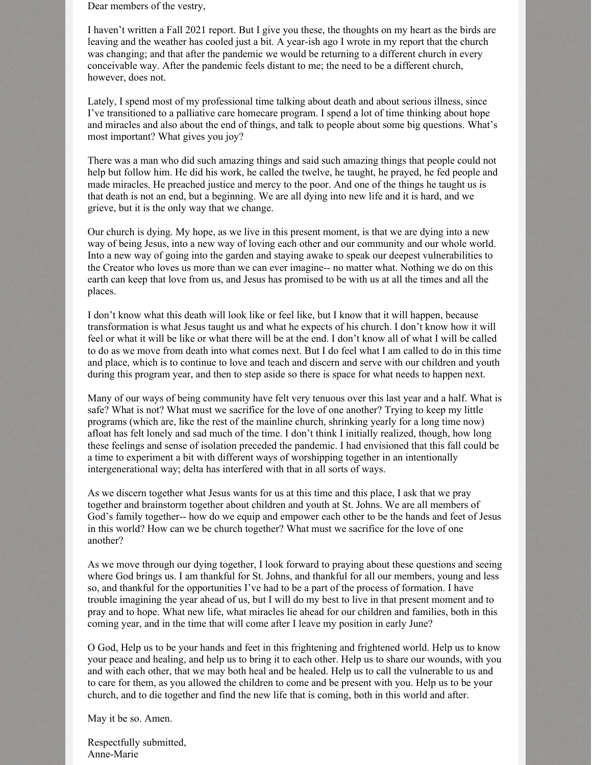Dear members of the vestry,

I haven't written a Fall 2021 report. But I give you these, the thoughts on my heart as the birds are leaving and the weather has cooled just a bit. A year-ish ago I wrote in my report that the church was changing; and that after the pandemic we would be returning to a different church in every conceivable way. After the pandemic feels distant to me; the need to be a different church, however, does not.

Lately, I spend most of my professional time talking about death and about serious illness, since I've transitioned to a palliative care homecare program. I spend a lot of time thinking about hope and miracles and also about the end of things, and talk to people about some big questions. What's most important? What gives you joy?

There was a man who did such amazing things and said such amazing things that people could not help but follow him. He did his work, he called the twelve, he taught, he prayed, he fed people and made miracles. He preached justice and mercy to the poor. And one of the things he taught us is that death is not an end, but a beginning. We are all dying into new life and it is hard, and we grieve, but it is the only way that we change.

Our church is dying. My hope, as we live in this present moment, is that we are dying into a new way of being Jesus, into a new way of loving each other and our community and our whole world. Into a new way of going into the garden and staying awake to speak our deepest vulnerabilities to the Creator who loves us more than we can ever imagine-- no matter what. Nothing we do on this earth can keep that love from us, and Jesus has promised to be with us at all the times and all the places.

I don't know what this death will look like or feel like, but I know that it will happen, because transformation is what Jesus taught us and what he expects of his church. I don't know how it will feel or what it will be like or what there will be at the end. I don't know all of what I will be called to do as we move from death into what comes next. But I do feel what I am called to do in this time and place, which is to continue to love and teach and discern and serve with our children and youth during this program year, and then to step aside so there is space for what needs to happen next.

Many of our ways of being community have felt very tenuous over this last year and a half. What is safe? What is not? What must we sacrifice for the love of one another? Trying to keep my little programs (which are, like the rest of the mainline church, shrinking yearly for a long time now) afloat has felt lonely and sad much of the time. I don't think I initially realized, though, how long these feelings and sense of isolation preceded the pandemic. I had envisioned that this fall could be a time to experiment a bit with different ways of worshipping together in an intentionally intergenerational way; delta has interfered with that in all sorts of ways.

As we discern together what Jesus wants for us at this time and this place, I ask that we pray together and brainstorm together about children and youth at St. Johns. We are all members of God's family together-- how do we equip and empower each other to be the hands and feet of Jesus in this world? How can we be church together? What must we sacrifice for the love of one another?

As we move through our dying together, I look forward to praying about these questions and seeing where God brings us. I am thankful for St. Johns, and thankful for all our members, young and less so, and thankful for the opportunities I've had to be a part of the process of formation. I have trouble imagining the year ahead of us, but I will do my best to live in that present moment and to pray and to hope. What new life, what miracles lie ahead for our children and families, both in this coming year, and in the time that will come after I leave my position in early June?

O God, Help us to be your hands and feet in this frightening and frightened world. Help us to know your peace and healing, and help us to bring it to each other. Help us to share our wounds, with you and with each other, that we may both heal and be healed. Help us to call the vulnerable to us and to care for them, as you allowed the children to come and be present with you. Help us to be your church, and to die together and find the new life that is coming, both in this world and after.

May it be so. Amen.

Respectfully submitted,
Anne-Marie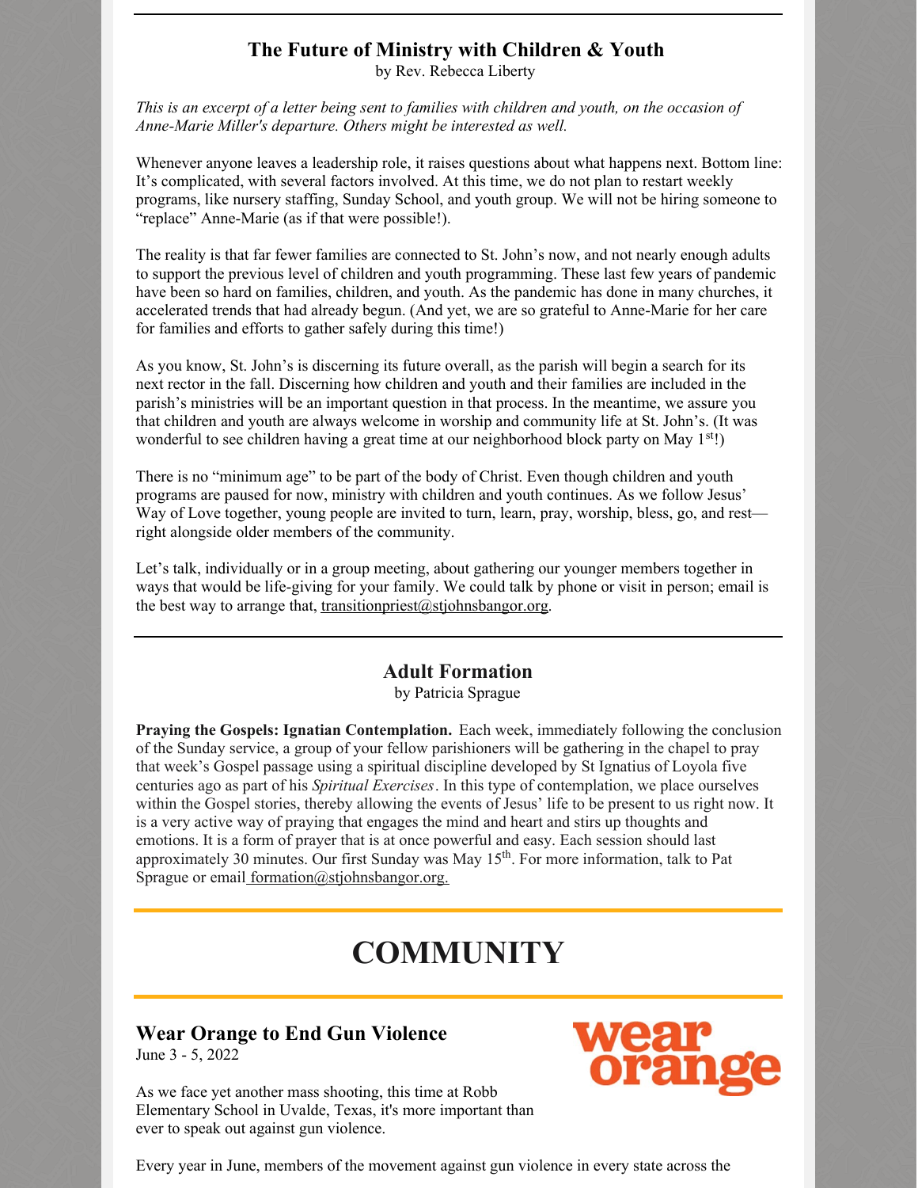## The Future of Ministry with Children & Youth

by Rev. Rebecca Liberty

*This is an excerpt of a letter being sent to families with children and youth, on the occasion of Anne-Marie Miller's departure. Others might be interested as well.*

Whenever anyone leaves a leadership role, it raises questions about what happens next. Bottom line: It's complicated, with several factors involved. At this time, we do not plan to restart weekly programs, like nursery staffing, Sunday School, and youth group. We will not be hiring someone to "replace" Anne-Marie (as if that were possible!).

The reality is that far fewer families are connected to St. John's now, and not nearly enough adults to support the previous level of children and youth programming. These last few years of pandemic have been so hard on families, children, and youth. As the pandemic has done in many churches, it accelerated trends that had already begun. (And yet, we are so grateful to Anne-Marie for her care for families and efforts to gather safely during this time!)

As you know, St. John's is discerning its future overall, as the parish will begin a search for its next rector in the fall. Discerning how children and youth and their families are included in the parish's ministries will be an important question in that process. In the meantime, we assure you that children and youth are always welcome in worship and community life at St. John's. (It was wonderful to see children having a great time at our neighborhood block party on May 1st!)

There is no "minimum age" to be part of the body of Christ. Even though children and youth programs are paused for now, ministry with children and youth continues. As we follow Jesus' Way of Love together, young people are invited to turn, learn, pray, worship, bless, go, and rest—right alongside older members of the community.

Let's talk, individually or in a group meeting, about gathering our younger members together in ways that would be life-giving for your family. We could talk by phone or visit in person; email is the best way to arrange that, transitionpriest@stjohnsbangor.org.

## Adult Formation

by Patricia Sprague

**Praying the Gospels: Ignatian Contemplation.** Each week, immediately following the conclusion of the Sunday service, a group of your fellow parishioners will be gathering in the chapel to pray that week's Gospel passage using a spiritual discipline developed by St Ignatius of Loyola five centuries ago as part of his *Spiritual Exercises*. In this type of contemplation, we place ourselves within the Gospel stories, thereby allowing the events of Jesus' life to be present to us right now. It is a very active way of praying that engages the mind and heart and stirs up thoughts and emotions. It is a form of prayer that is at once powerful and easy. Each session should last approximately 30 minutes. Our first Sunday was May 15th. For more information, talk to Pat Sprague or email formation@stjohnsbangor.org.

# COMMUNITY

## Wear Orange to End Gun Violence

June 3 - 5, 2022

wear orange

As we face yet another mass shooting, this time at Robb Elementary School in Uvalde, Texas, it's more important than ever to speak out against gun violence.

Every year in June, members of the movement against gun violence in every state across the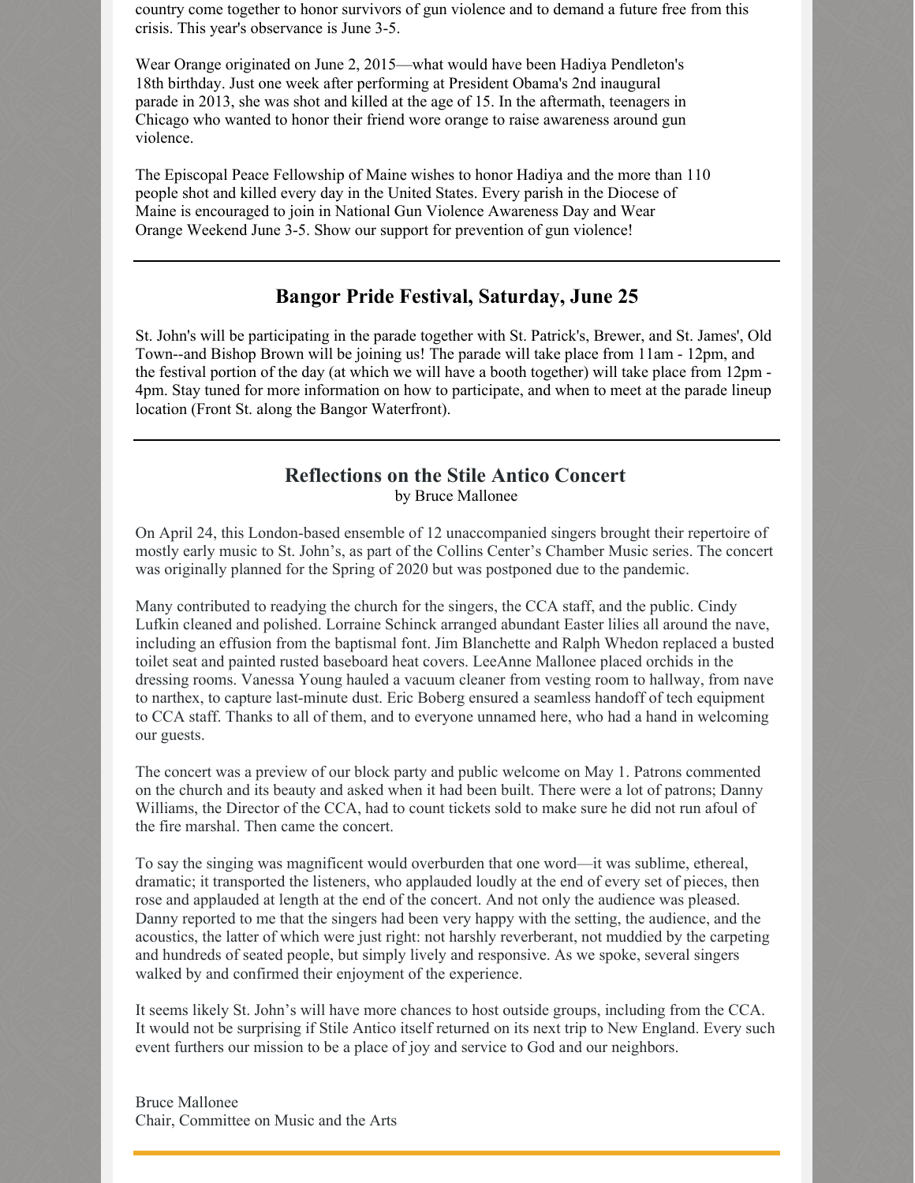country come together to honor survivors of gun violence and to demand a future free from this crisis. This year's observance is June 3-5.

Wear Orange originated on June 2, 2015—what would have been Hadiya Pendleton's 18th birthday. Just one week after performing at President Obama's 2nd inaugural parade in 2013, she was shot and killed at the age of 15. In the aftermath, teenagers in Chicago who wanted to honor their friend wore orange to raise awareness around gun violence.

The Episcopal Peace Fellowship of Maine wishes to honor Hadiya and the more than 110 people shot and killed every day in the United States. Every parish in the Diocese of Maine is encouraged to join in National Gun Violence Awareness Day and Wear Orange Weekend June 3-5. Show our support for prevention of gun violence!

---

## Bangor Pride Festival, Saturday, June 25

St. John's will be participating in the parade together with St. Patrick's, Brewer, and St. James', Old Town--and Bishop Brown will be joining us! The parade will take place from 11am - 12pm, and the festival portion of the day (at which we will have a booth together) will take place from 12pm - 4pm. Stay tuned for more information on how to participate, and when to meet at the parade lineup location (Front St. along the Bangor Waterfront).

---

## Reflections on the Stile Antico Concert

by Bruce Mallonee

On April 24, this London-based ensemble of 12 unaccompanied singers brought their repertoire of mostly early music to St. John's, as part of the Collins Center's Chamber Music series. The concert was originally planned for the Spring of 2020 but was postponed due to the pandemic.

Many contributed to readying the church for the singers, the CCA staff, and the public. Cindy Lufkin cleaned and polished. Lorraine Schinck arranged abundant Easter lilies all around the nave, including an effusion from the baptismal font. Jim Blanchette and Ralph Whedon replaced a busted toilet seat and painted rusted baseboard heat covers. LeeAnne Mallonee placed orchids in the dressing rooms. Vanessa Young hauled a vacuum cleaner from vesting room to hallway, from nave to narthex, to capture last-minute dust. Eric Boberg ensured a seamless handoff of tech equipment to CCA staff. Thanks to all of them, and to everyone unnamed here, who had a hand in welcoming our guests.

The concert was a preview of our block party and public welcome on May 1. Patrons commented on the church and its beauty and asked when it had been built. There were a lot of patrons; Danny Williams, the Director of the CCA, had to count tickets sold to make sure he did not run afoul of the fire marshal. Then came the concert.

To say the singing was magnificent would overburden that one word—it was sublime, ethereal, dramatic; it transported the listeners, who applauded loudly at the end of every set of pieces, then rose and applauded at length at the end of the concert. And not only the audience was pleased. Danny reported to me that the singers had been very happy with the setting, the audience, and the acoustics, the latter of which were just right: not harshly reverberant, not muddied by the carpeting and hundreds of seated people, but simply lively and responsive. As we spoke, several singers walked by and confirmed their enjoyment of the experience.

It seems likely St. John's will have more chances to host outside groups, including from the CCA. It would not be surprising if Stile Antico itself returned on its next trip to New England. Every such event furthers our mission to be a place of joy and service to God and our neighbors.

Bruce Mallonee
Chair, Committee on Music and the Arts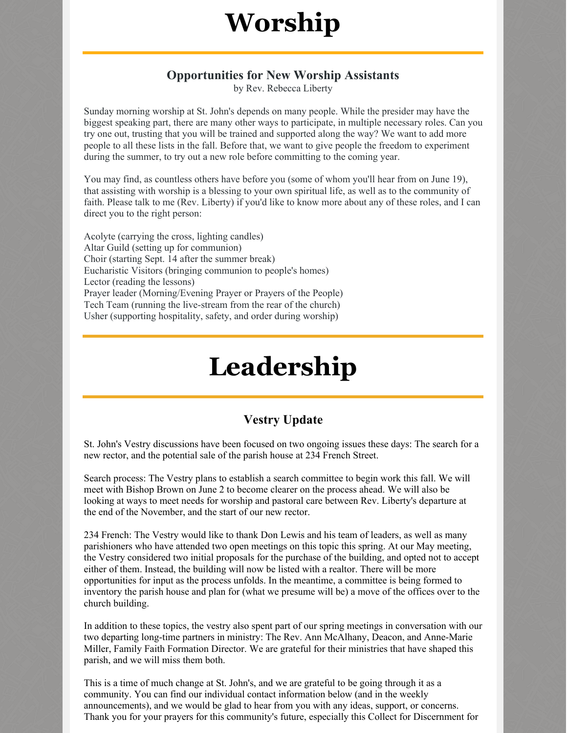# Worship

### Opportunities for New Worship Assistants

by Rev. Rebecca Liberty

Sunday morning worship at St. John's depends on many people. While the presider may have the biggest speaking part, there are many other ways to participate, in multiple necessary roles. Can you try one out, trusting that you will be trained and supported along the way? We want to add more people to all these lists in the fall. Before that, we want to give people the freedom to experiment during the summer, to try out a new role before committing to the coming year.

You may find, as countless others have before you (some of whom you'll hear from on June 19), that assisting with worship is a blessing to your own spiritual life, as well as to the community of faith. Please talk to me (Rev. Liberty) if you'd like to know more about any of these roles, and I can direct you to the right person:

Acolyte (carrying the cross, lighting candles)
Altar Guild (setting up for communion)
Choir (starting Sept. 14 after the summer break)
Eucharistic Visitors (bringing communion to people's homes)
Lector (reading the lessons)
Prayer leader (Morning/Evening Prayer or Prayers of the People)
Tech Team (running the live-stream from the rear of the church)
Usher (supporting hospitality, safety, and order during worship)

# Leadership

## Vestry Update

St. John's Vestry discussions have been focused on two ongoing issues these days: The search for a new rector, and the potential sale of the parish house at 234 French Street.

Search process: The Vestry plans to establish a search committee to begin work this fall. We will meet with Bishop Brown on June 2 to become clearer on the process ahead. We will also be looking at ways to meet needs for worship and pastoral care between Rev. Liberty's departure at the end of the November, and the start of our new rector.

234 French: The Vestry would like to thank Don Lewis and his team of leaders, as well as many parishioners who have attended two open meetings on this topic this spring. At our May meeting, the Vestry considered two initial proposals for the purchase of the building, and opted not to accept either of them. Instead, the building will now be listed with a realtor. There will be more opportunities for input as the process unfolds. In the meantime, a committee is being formed to inventory the parish house and plan for (what we presume will be) a move of the offices over to the church building.

In addition to these topics, the vestry also spent part of our spring meetings in conversation with our two departing long-time partners in ministry: The Rev. Ann McAlhany, Deacon, and Anne-Marie Miller, Family Faith Formation Director. We are grateful for their ministries that have shaped this parish, and we will miss them both.

This is a time of much change at St. John's, and we are grateful to be going through it as a community. You can find our individual contact information below (and in the weekly announcements), and we would be glad to hear from you with any ideas, support, or concerns. Thank you for your prayers for this community's future, especially this Collect for Discernment for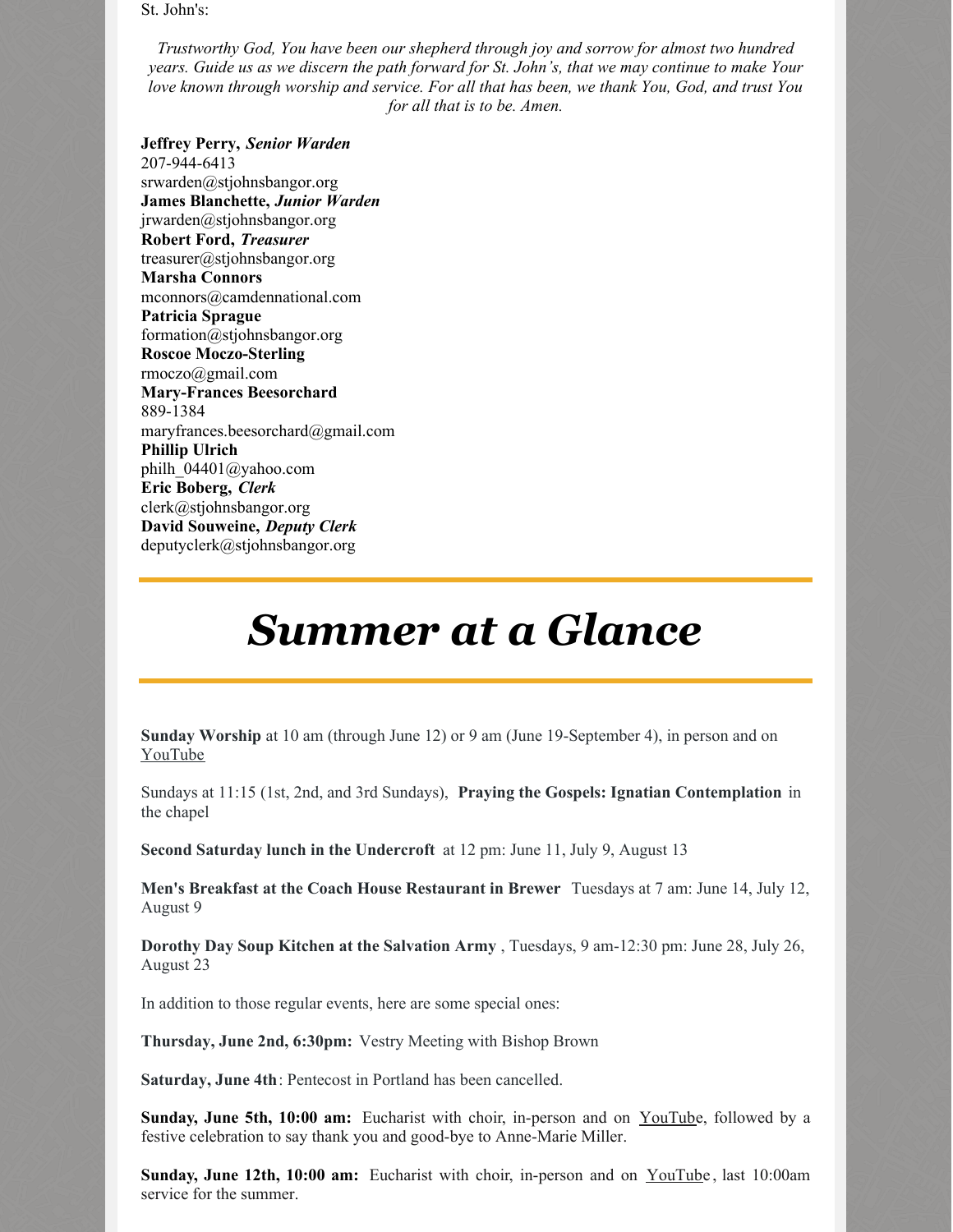St. John's:

*Trustworthy God, You have been our shepherd through joy and sorrow for almost two hundred years. Guide us as we discern the path forward for St. John's, that we may continue to make Your love known through worship and service. For all that has been, we thank You, God, and trust You for all that is to be. Amen.*

**Jeffrey Perry,** ***Senior Warden***
207-944-6413
srwarden@stjohnsbangor.org
**James Blanchette,** ***Junior Warden***
jrwarden@stjohnsbangor.org
**Robert Ford,** ***Treasurer***
treasurer@stjohnsbangor.org
**Marsha Connors**
mconnors@camdennational.com
**Patricia Sprague**
formation@stjohnsbangor.org
**Roscoe Moczo-Sterling**
rmoczo@gmail.com
**Mary-Frances Beesorchard**
889-1384
maryfrances.beesorchard@gmail.com
**Phillip Ulrich**
philh_04401@yahoo.com
**Eric Boberg,** ***Clerk***
clerk@stjohnsbangor.org
**David Souweine,** ***Deputy Clerk***
deputyclerk@stjohnsbangor.org

---

# *Summer at a Glance*

---

**Sunday Worship** at 10 am (through June 12) or 9 am (June 19-September 4), in person and on YouTube

Sundays at 11:15 (1st, 2nd, and 3rd Sundays), **Praying the Gospels: Ignatian Contemplation** in the chapel

**Second Saturday lunch in the Undercroft** at 12 pm: June 11, July 9, August 13

**Men's Breakfast at the Coach House Restaurant in Brewer** Tuesdays at 7 am: June 14, July 12, August 9

**Dorothy Day Soup Kitchen at the Salvation Army**, Tuesdays, 9 am-12:30 pm: June 28, July 26, August 23

In addition to those regular events, here are some special ones:

**Thursday, June 2nd, 6:30pm:** Vestry Meeting with Bishop Brown

**Saturday, June 4th**: Pentecost in Portland has been cancelled.

**Sunday, June 5th, 10:00 am:** Eucharist with choir, in-person and on YouTube, followed by a festive celebration to say thank you and good-bye to Anne-Marie Miller.

**Sunday, June 12th, 10:00 am:** Eucharist with choir, in-person and on YouTube, last 10:00am service for the summer.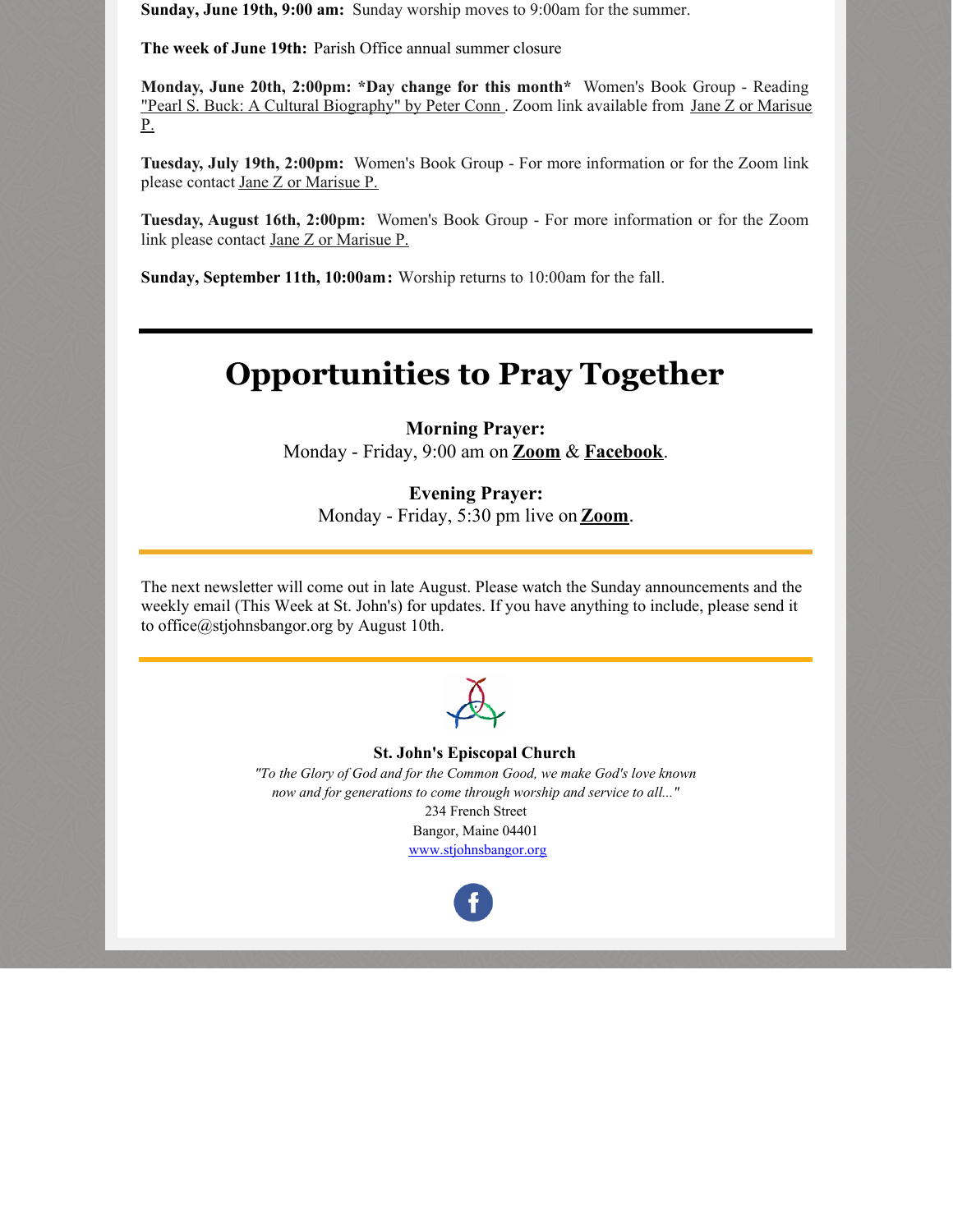**Sunday, June 19th, 9:00 am:** Sunday worship moves to 9:00am for the summer.

**The week of June 19th:** Parish Office annual summer closure

**Monday, June 20th, 2:00pm: *Day change for this month*** Women's Book Group - Reading "Pearl S. Buck: A Cultural Biography" by Peter Conn . Zoom link available from Jane Z or Marisue P.

**Tuesday, July 19th, 2:00pm:** Women's Book Group - For more information or for the Zoom link please contact Jane Z or Marisue P.

**Tuesday, August 16th, 2:00pm:** Women's Book Group - For more information or for the Zoom link please contact Jane Z or Marisue P.

**Sunday, September 11th, 10:00am:** Worship returns to 10:00am for the fall.

# Opportunities to Pray Together

**Morning Prayer:**
Monday - Friday, 9:00 am on **Zoom** & **Facebook**.

**Evening Prayer:**
Monday - Friday, 5:30 pm live on **Zoom**.

The next newsletter will come out in late August. Please watch the Sunday announcements and the weekly email (This Week at St. John's) for updates. If you have anything to include, please send it to office@stjohnsbangor.org by August 10th.

**St. John's Episcopal Church**

*"To the Glory of God and for the Common Good, we make God's love known now and for generations to come through worship and service to all..."*

234 French Street
Bangor, Maine 04401
www.stjohnsbangor.org